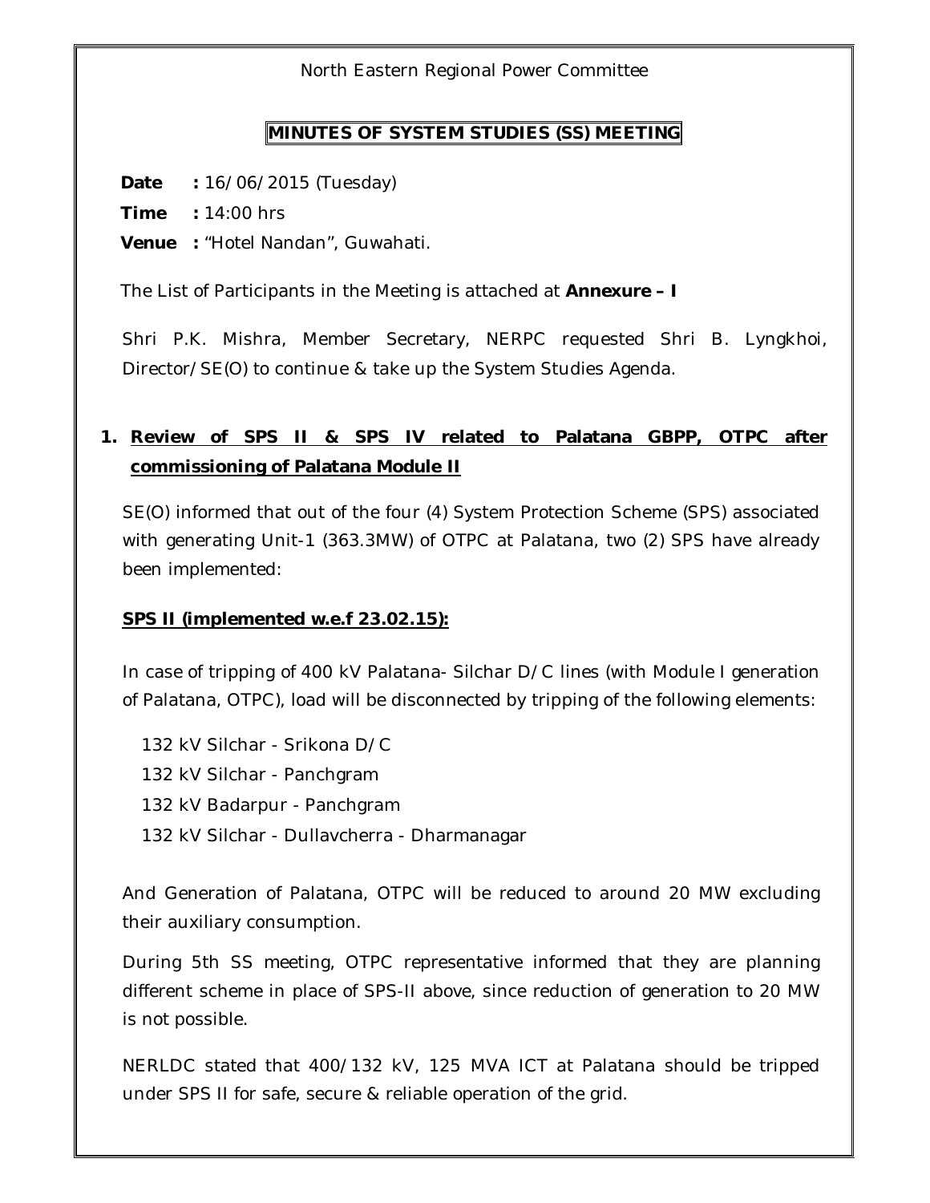North Eastern Regional Power Committee

# MINUTES OF SYSTEM STUDIES (SS) MEETING

**Date** **:** 16/06/2015 (Tuesday)

**Time** **:** 14:00 hrs

**Venue** **:** "Hotel Nandan", Guwahati.

The List of Participants in the Meeting is attached at **Annexure – I**

Shri P.K. Mishra, Member Secretary, NERPC requested Shri B. Lyngkhoi, Director/SE(O) to continue & take up the System Studies Agenda.

## 1. Review of SPS II & SPS IV related to Palatana GBPP, OTPC after commissioning of Palatana Module II

SE(O) informed that out of the four (4) System Protection Scheme (SPS) associated with generating Unit-1 (363.3MW) of OTPC at Palatana, two (2) SPS have already been implemented:

**SPS II (implemented w.e.f 23.02.15):**

In case of tripping of 400 kV Palatana- Silchar D/C lines (with Module I generation of Palatana, OTPC), load will be disconnected by tripping of the following elements:

132 kV Silchar - Srikona D/C

132 kV Silchar - Panchgram

132 kV Badarpur - Panchgram

132 kV Silchar - Dullavcherra - Dharmanagar

And Generation of Palatana, OTPC will be reduced to around 20 MW excluding their auxiliary consumption.

During 5th SS meeting, OTPC representative informed that they are planning different scheme in place of SPS-II above, since reduction of generation to 20 MW is not possible.

NERLDC stated that 400/132 kV, 125 MVA ICT at Palatana should be tripped under SPS II for safe, secure & reliable operation of the grid.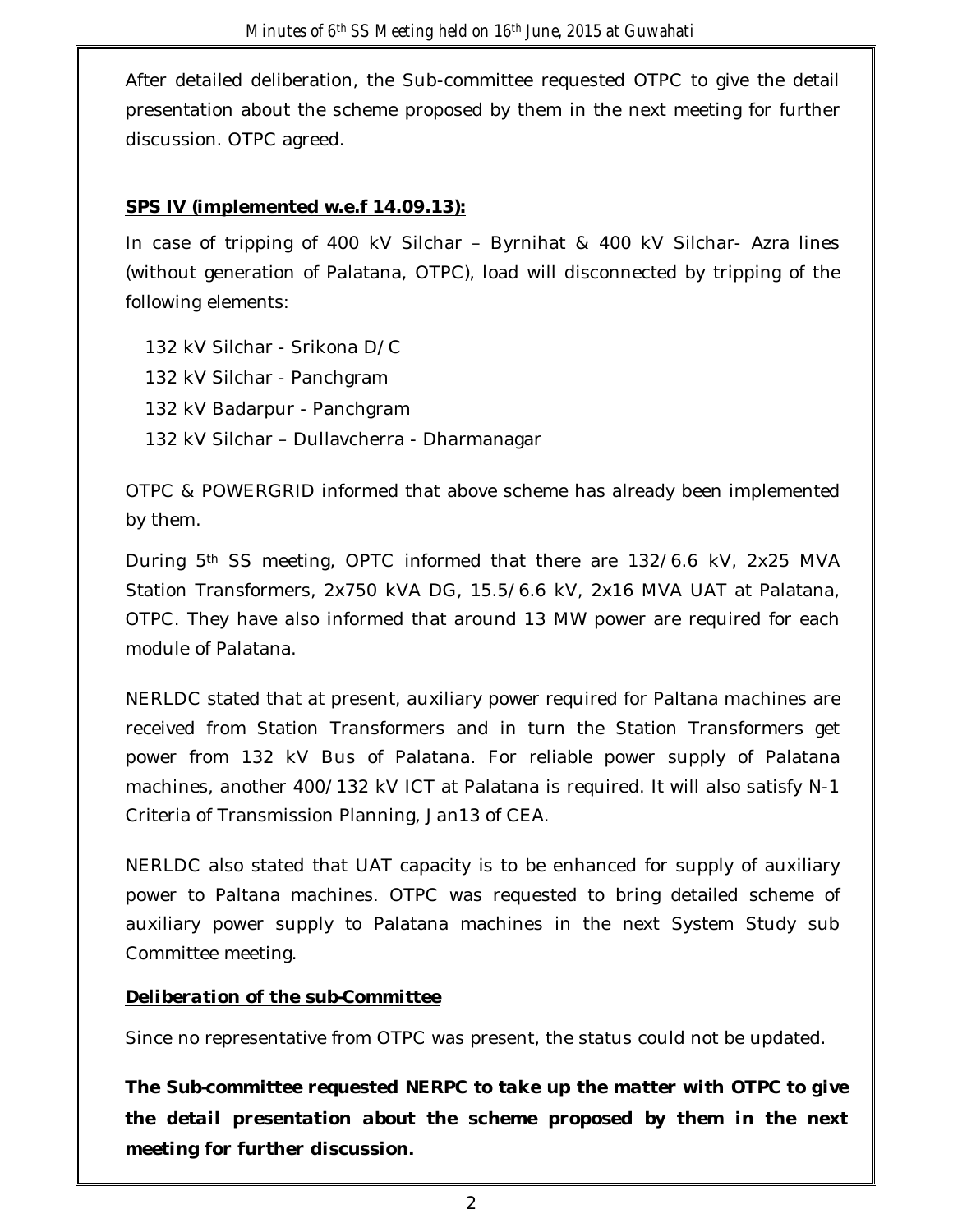After detailed deliberation, the Sub-committee requested OTPC to give the detail presentation about the scheme proposed by them in the next meeting for further discussion. OTPC agreed.

**SPS IV (implemented w.e.f 14.09.13):**

In case of tripping of 400 kV Silchar – Byrnihat & 400 kV Silchar- Azra lines (without generation of Palatana, OTPC), load will disconnected by tripping of the following elements:

- 132 kV Silchar - Srikona D/C
- 132 kV Silchar - Panchgram
- 132 kV Badarpur - Panchgram
- 132 kV Silchar – Dullavcherra - Dharmanagar

OTPC & POWERGRID informed that above scheme has already been implemented by them.

During 5th SS meeting, OPTC informed that there are 132/6.6 kV, 2x25 MVA Station Transformers, 2x750 kVA DG, 15.5/6.6 kV, 2x16 MVA UAT at Palatana, OTPC. They have also informed that around 13 MW power are required for each module of Palatana.

NERLDC stated that at present, auxiliary power required for Paltana machines are received from Station Transformers and in turn the Station Transformers get power from 132 kV Bus of Palatana. For reliable power supply of Palatana machines, another 400/132 kV ICT at Palatana is required. It will also satisfy N-1 Criteria of Transmission Planning, Jan13 of CEA.

NERLDC also stated that UAT capacity is to be enhanced for supply of auxiliary power to Paltana machines. OTPC was requested to bring detailed scheme of auxiliary power supply to Palatana machines in the next System Study sub Committee meeting.

***Deliberation of the sub-Committee***

Since no representative from OTPC was present, the status could not be updated.

***The Sub-committee requested NERPC to take up the matter with OTPC to give the detail presentation about the scheme proposed by them in the next meeting for further discussion.***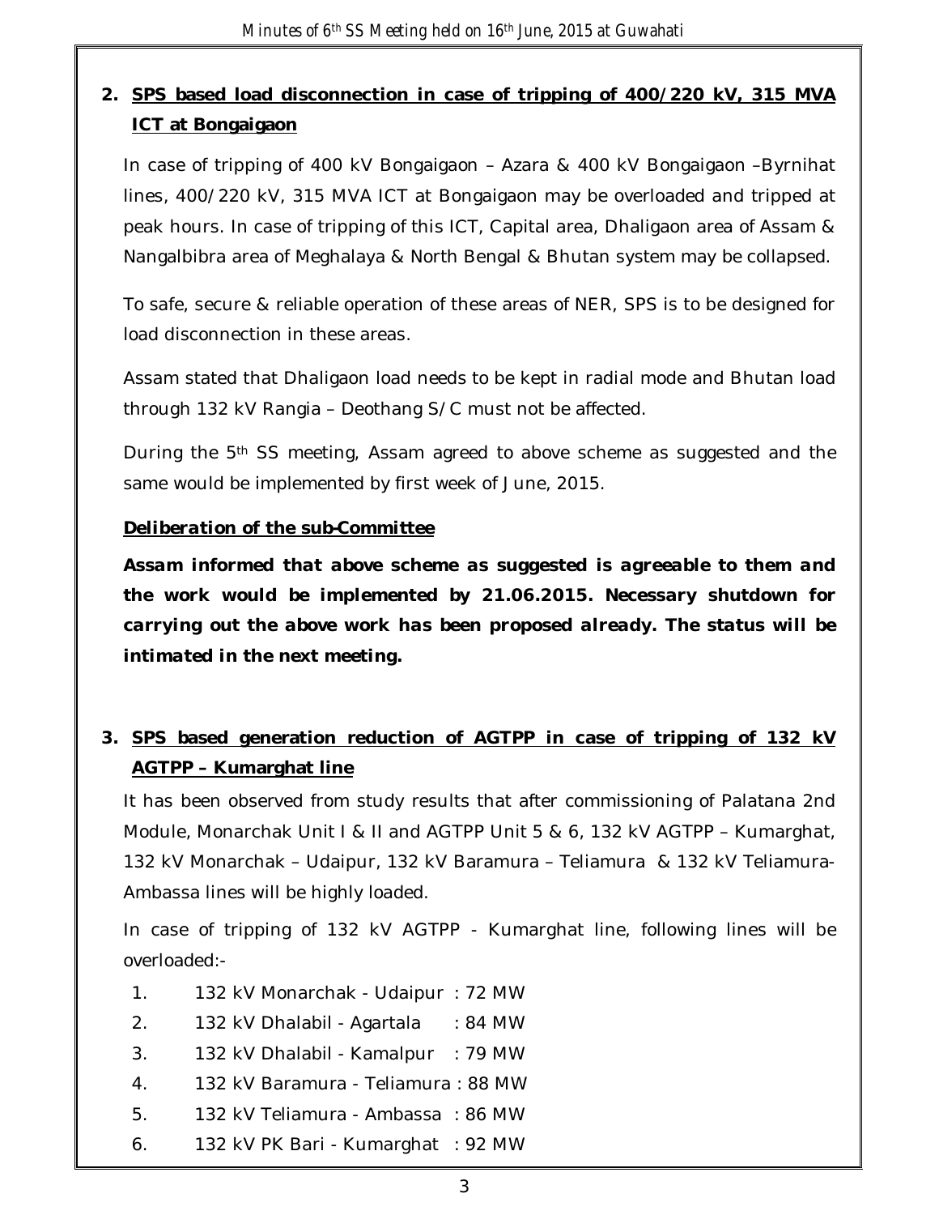## 2. SPS based load disconnection in case of tripping of 400/220 kV, 315 MVA ICT at Bongaigaon

In case of tripping of 400 kV Bongaigaon – Azara & 400 kV Bongaigaon –Byrnihat lines, 400/220 kV, 315 MVA ICT at Bongaigaon may be overloaded and tripped at peak hours. In case of tripping of this ICT, Capital area, Dhaligaon area of Assam & Nangalbibra area of Meghalaya & North Bengal & Bhutan system may be collapsed.

To safe, secure & reliable operation of these areas of NER, SPS is to be designed for load disconnection in these areas.

Assam stated that Dhaligaon load needs to be kept in radial mode and Bhutan load through 132 kV Rangia – Deothang S/C must not be affected.

During the 5th SS meeting, Assam agreed to above scheme as suggested and the same would be implemented by first week of June, 2015.

***Deliberation of the sub-Committee***

***Assam informed that above scheme as suggested is agreeable to them and the work would be implemented by 21.06.2015. Necessary shutdown for carrying out the above work has been proposed already. The status will be intimated in the next meeting.***

## 3. SPS based generation reduction of AGTPP in case of tripping of 132 kV AGTPP – Kumarghat line

It has been observed from study results that after commissioning of Palatana 2nd Module, Monarchak Unit I & II and AGTPP Unit 5 & 6, 132 kV AGTPP – Kumarghat, 132 kV Monarchak – Udaipur, 132 kV Baramura – Teliamura & 132 kV Teliamura-Ambassa lines will be highly loaded.

In case of tripping of 132 kV AGTPP - Kumarghat line, following lines will be overloaded:-

1. 132 kV Monarchak - Udaipur : 72 MW
2. 132 kV Dhalabil - Agartala : 84 MW
3. 132 kV Dhalabil - Kamalpur : 79 MW
4. 132 kV Baramura - Teliamura : 88 MW
5. 132 kV Teliamura - Ambassa : 86 MW
6. 132 kV PK Bari - Kumarghat : 92 MW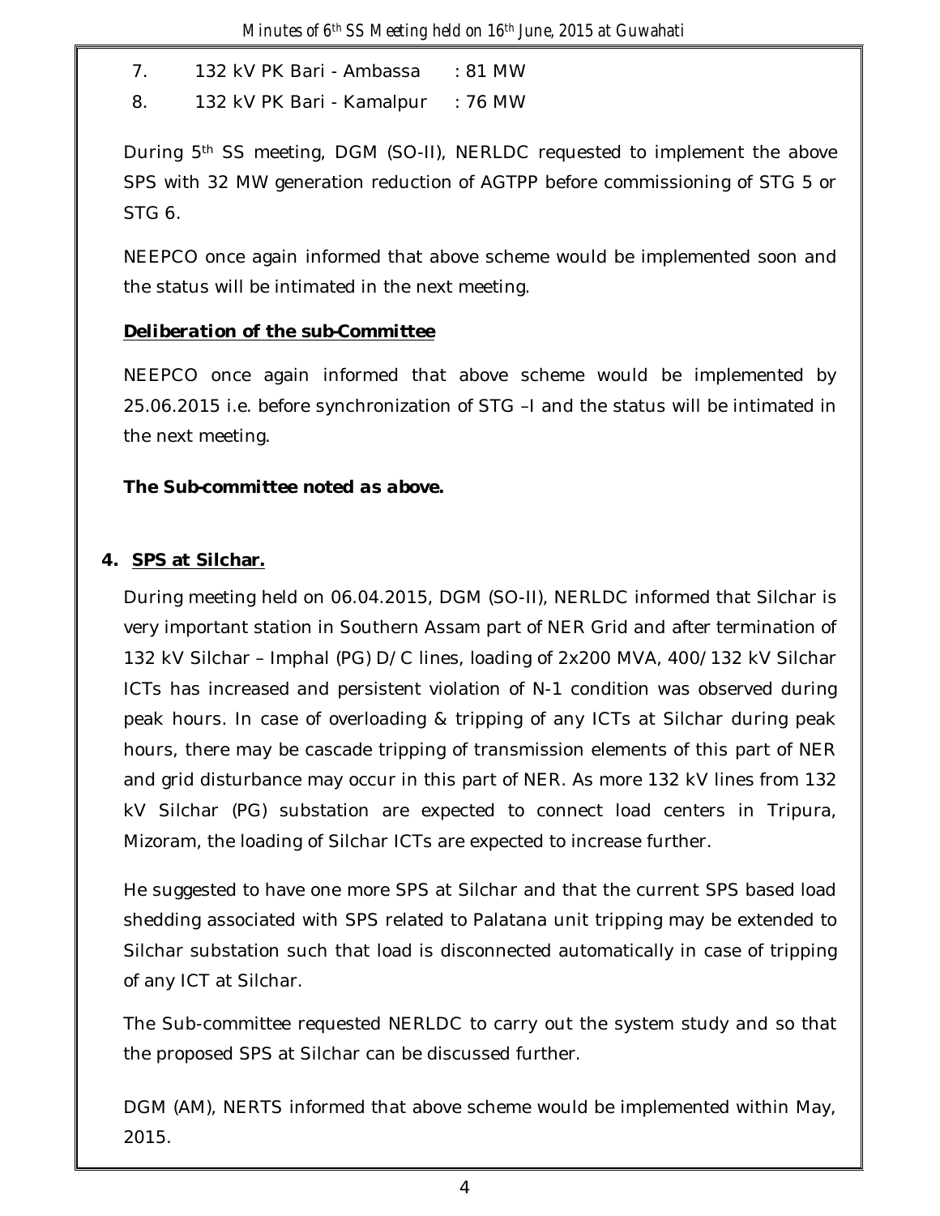7. 132 kV PK Bari - Ambassa : 81 MW
8. 132 kV PK Bari - Kamalpur : 76 MW

During 5th SS meeting, DGM (SO-II), NERLDC requested to implement the above SPS with 32 MW generation reduction of AGTPP before commissioning of STG 5 or STG 6.

NEEPCO once again informed that above scheme would be implemented soon and the status will be intimated in the next meeting.

***Deliberation of the sub-Committee***

NEEPCO once again informed that above scheme would be implemented by 25.06.2015 i.e. before synchronization of STG –I and the status will be intimated in the next meeting.

***The Sub-committee noted as above.***

## 4. SPS at Silchar.

During meeting held on 06.04.2015, DGM (SO-II), NERLDC informed that Silchar is very important station in Southern Assam part of NER Grid and after termination of 132 kV Silchar – Imphal (PG) D/C lines, loading of 2x200 MVA, 400/132 kV Silchar ICTs has increased and persistent violation of N-1 condition was observed during peak hours. In case of overloading & tripping of any ICTs at Silchar during peak hours, there may be cascade tripping of transmission elements of this part of NER and grid disturbance may occur in this part of NER. As more 132 kV lines from 132 kV Silchar (PG) substation are expected to connect load centers in Tripura, Mizoram, the loading of Silchar ICTs are expected to increase further.

He suggested to have one more SPS at Silchar and that the current SPS based load shedding associated with SPS related to Palatana unit tripping may be extended to Silchar substation such that load is disconnected automatically in case of tripping of any ICT at Silchar.

The Sub-committee requested NERLDC to carry out the system study and so that the proposed SPS at Silchar can be discussed further.

DGM (AM), NERTS informed that above scheme would be implemented within May, 2015.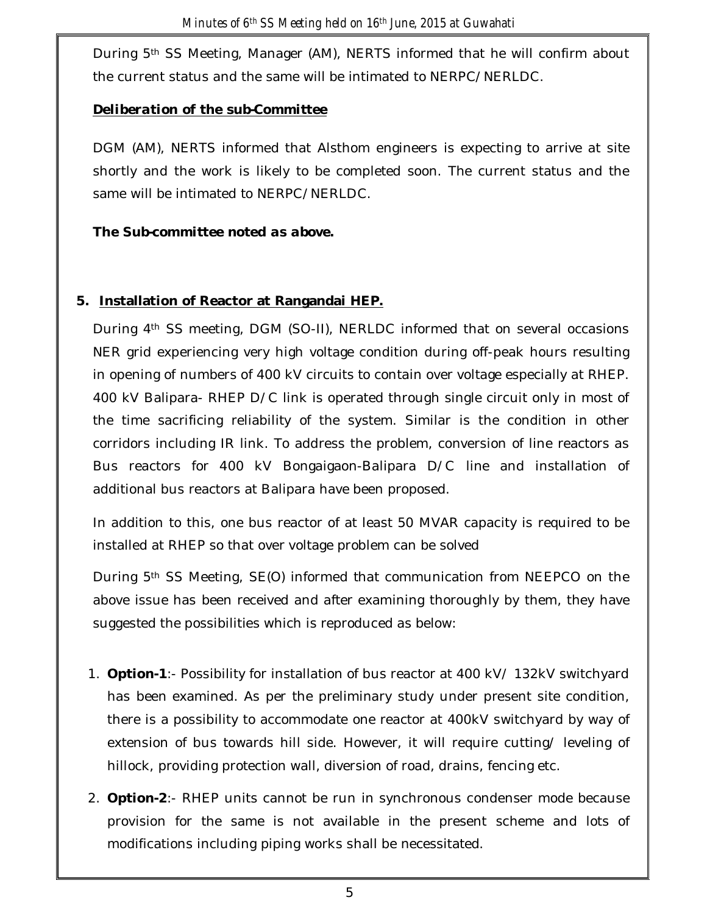During 5th SS Meeting, Manager (AM), NERTS informed that he will confirm about the current status and the same will be intimated to NERPC/NERLDC.

***Deliberation of the sub-Committee***

DGM (AM), NERTS informed that Alsthom engineers is expecting to arrive at site shortly and the work is likely to be completed soon. The current status and the same will be intimated to NERPC/NERLDC.

***The Sub-committee noted as above.***

**5. Installation of Reactor at Rangandai HEP.**

During 4th SS meeting, DGM (SO-II), NERLDC informed that on several occasions NER grid experiencing very high voltage condition during off-peak hours resulting in opening of numbers of 400 kV circuits to contain over voltage especially at RHEP. 400 kV Balipara- RHEP D/C link is operated through single circuit only in most of the time sacrificing reliability of the system. Similar is the condition in other corridors including IR link. To address the problem, conversion of line reactors as Bus reactors for 400 kV Bongaigaon-Balipara D/C line and installation of additional bus reactors at Balipara have been proposed.

In addition to this, one bus reactor of at least 50 MVAR capacity is required to be installed at RHEP so that over voltage problem can be solved

During 5th SS Meeting, SE(O) informed that communication from NEEPCO on the above issue has been received and after examining thoroughly by them, they have suggested the possibilities which is reproduced as below:

1. **Option-1**:- Possibility for installation of bus reactor at 400 kV/ 132kV switchyard has been examined. As per the preliminary study under present site condition, there is a possibility to accommodate one reactor at 400kV switchyard by way of extension of bus towards hill side. However, it will require cutting/ leveling of hillock, providing protection wall, diversion of road, drains, fencing etc.
2. **Option-2**:- RHEP units cannot be run in synchronous condenser mode because provision for the same is not available in the present scheme and lots of modifications including piping works shall be necessitated.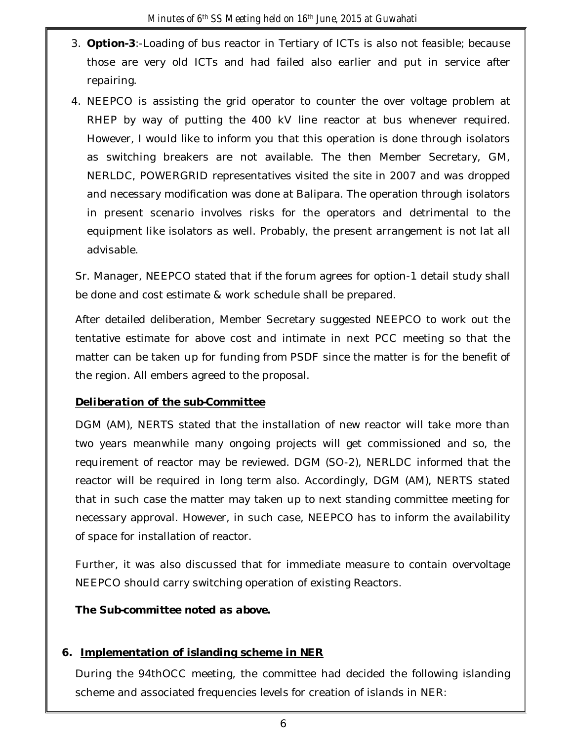3. **Option-3**:-Loading of bus reactor in Tertiary of ICTs is also not feasible; because those are very old ICTs and had failed also earlier and put in service after repairing.
4. NEEPCO is assisting the grid operator to counter the over voltage problem at RHEP by way of putting the 400 kV line reactor at bus whenever required. However, I would like to inform you that this operation is done through isolators as switching breakers are not available. The then Member Secretary, GM, NERLDC, POWERGRID representatives visited the site in 2007 and was dropped and necessary modification was done at Balipara. The operation through isolators in present scenario involves risks for the operators and detrimental to the equipment like isolators as well. Probably, the present arrangement is not lat all advisable.

Sr. Manager, NEEPCO stated that if the forum agrees for option-1 detail study shall be done and cost estimate & work schedule shall be prepared.

After detailed deliberation, Member Secretary suggested NEEPCO to work out the tentative estimate for above cost and intimate in next PCC meeting so that the matter can be taken up for funding from PSDF since the matter is for the benefit of the region. All embers agreed to the proposal.

***Deliberation of the sub-Committee***

DGM (AM), NERTS stated that the installation of new reactor will take more than two years meanwhile many ongoing projects will get commissioned and so, the requirement of reactor may be reviewed. DGM (SO-2), NERLDC informed that the reactor will be required in long term also. Accordingly, DGM (AM), NERTS stated that in such case the matter may taken up to next standing committee meeting for necessary approval. However, in such case, NEEPCO has to inform the availability of space for installation of reactor.

Further, it was also discussed that for immediate measure to contain overvoltage NEEPCO should carry switching operation of existing Reactors.

***The Sub-committee noted as above.***

**6. Implementation of islanding scheme in NER**

During the 94thOCC meeting, the committee had decided the following islanding scheme and associated frequencies levels for creation of islands in NER: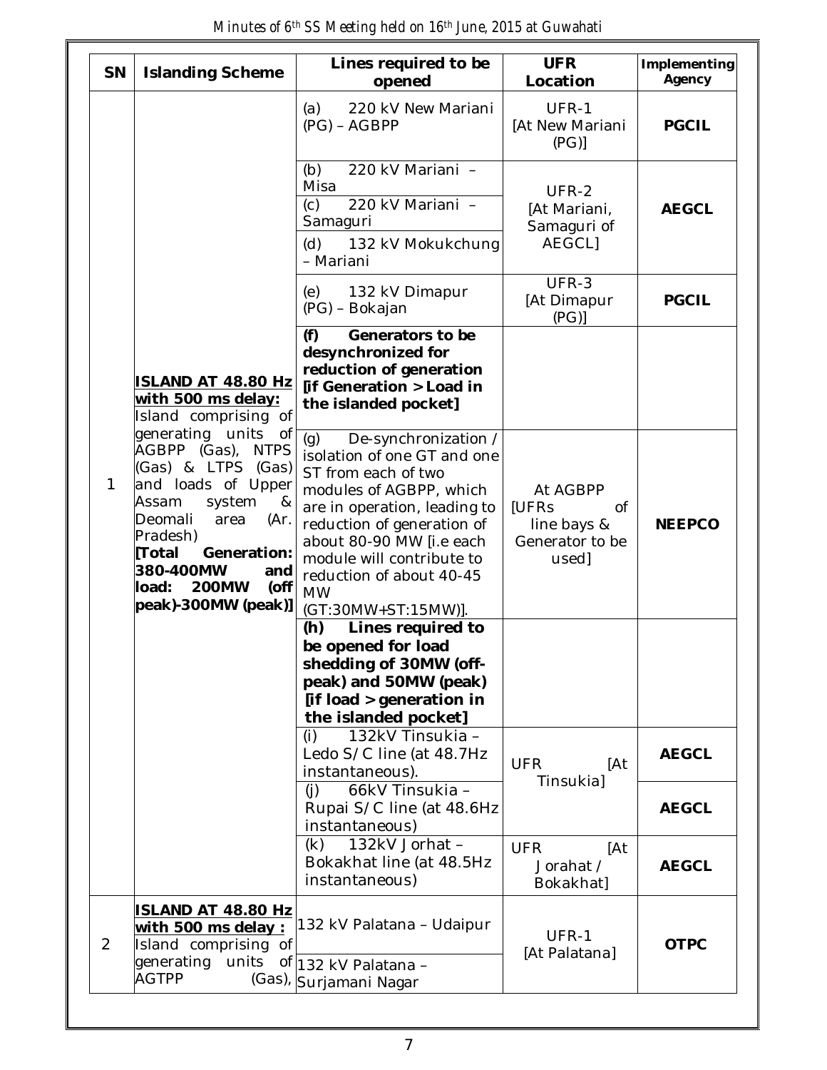| SN | Islanding Scheme | Lines required to be opened | UFR Location | Implementing Agency |
|---|---|---|---|---|
| 1 | **ISLAND AT 48.80 Hz with 500 ms delay:** Island comprising of generating units of AGBPP (Gas), NTPS (Gas) & LTPS (Gas) and loads of Upper Assam system & Deomali area (Ar. Pradesh) **[Total Generation: 380-400MW and load: 200MW (off peak)-300MW (peak)]** | (a) 220 kV New Mariani (PG) – AGBPP | UFR-1 [At New Mariani (PG)] | **PGCIL** |
| | | (b) 220 kV Mariani – Misa | UFR-2 [At Mariani, Samaguri of AEGCL] | **AEGCL** |
| | | (c) 220 kV Mariani – Samaguri | | |
| | | (d) 132 kV Mokukchung – Mariani | | |
| | | (e) 132 kV Dimapur (PG) – Bokajan | UFR-3 [At Dimapur (PG)] | **PGCIL** |
| | | **(f) Generators to be desynchronized for reduction of generation [if Generation > Load in the islanded pocket]** | | |
| | | (g) De-synchronization / isolation of one GT and one ST from each of two modules of AGBPP, which are in operation, leading to reduction of generation of about 80-90 MW [i.e each module will contribute to reduction of about 40-45 MW (GT:30MW+ST:15MW)]. | At AGBPP [UFRs of line bays & Generator to be used] | **NEEPCO** |
| | | **(h) Lines required to be opened for load shedding of 30MW (off-peak) and 50MW (peak) [if load > generation in the islanded pocket]** | | |
| | | (i) 132kV Tinsukia – Ledo S/C line (at 48.7Hz instantaneous). | UFR [At Tinsukia] | **AEGCL** |
| | | (j) 66kV Tinsukia – Rupai S/C line (at 48.6Hz instantaneous) | | **AEGCL** |
| | | (k) 132kV Jorhat – Bokakhat line (at 48.5Hz instantaneous) | UFR [At Jorahat / Bokakhat] | **AEGCL** |
| 2 | **ISLAND AT 48.80 Hz with 500 ms delay :** Island comprising of generating units of AGTPP (Gas), | 132 kV Palatana – Udaipur | UFR-1 [At Palatana] | **OTPC** |
| | | 132 kV Palatana – Surjamani Nagar | | |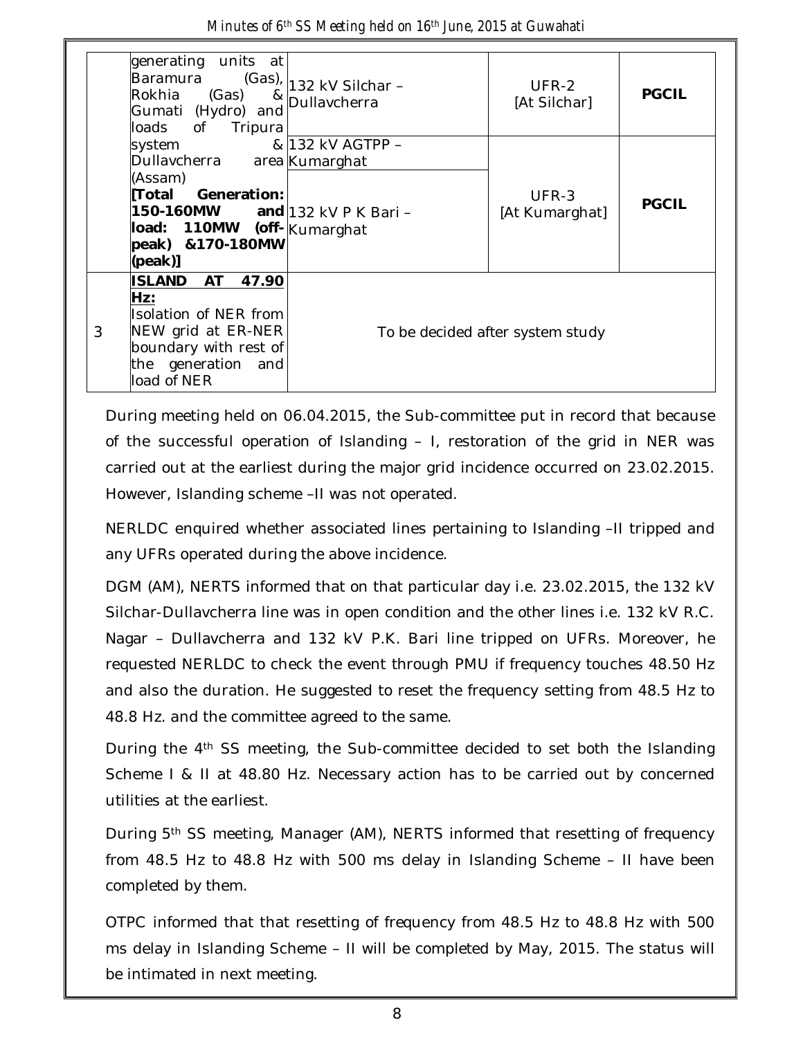| | | | | |
|---|---|---|---|---|
| | generating units at Baramura (Gas), Rokhia (Gas) & Gumati (Hydro) and loads of Tripura system & Dullavcherra area (Assam) **[Total Generation: 150-160MW and load: 110MW (off-peak) &170-180MW (peak)]** | 132 kV Silchar – Dullavcherra | UFR-2 [At Silchar] | **PGCIL** |
| | | 132 kV AGTPP – Kumarghat | UFR-3 [At Kumarghat] | **PGCIL** |
| | | 132 kV P K Bari – Kumarghat | | |
| 3 | **ISLAND AT 47.90 Hz:** Isolation of NER from NEW grid at ER-NER boundary with rest of the generation and load of NER | To be decided after system study | | |

During meeting held on 06.04.2015, the Sub-committee put in record that because of the successful operation of Islanding – I, restoration of the grid in NER was carried out at the earliest during the major grid incidence occurred on 23.02.2015. However, Islanding scheme –II was not operated.

NERLDC enquired whether associated lines pertaining to Islanding –II tripped and any UFRs operated during the above incidence.

DGM (AM), NERTS informed that on that particular day i.e. 23.02.2015, the 132 kV Silchar-Dullavcherra line was in open condition and the other lines i.e. 132 kV R.C. Nagar – Dullavcherra and 132 kV P.K. Bari line tripped on UFRs. Moreover, he requested NERLDC to check the event through PMU if frequency touches 48.50 Hz and also the duration. He suggested to reset the frequency setting from 48.5 Hz to 48.8 Hz. and the committee agreed to the same.

During the 4th SS meeting, the Sub-committee decided to set both the Islanding Scheme I & II at 48.80 Hz. Necessary action has to be carried out by concerned utilities at the earliest.

During 5th SS meeting, Manager (AM), NERTS informed that resetting of frequency from 48.5 Hz to 48.8 Hz with 500 ms delay in Islanding Scheme – II have been completed by them.

OTPC informed that that resetting of frequency from 48.5 Hz to 48.8 Hz with 500 ms delay in Islanding Scheme – II will be completed by May, 2015. The status will be intimated in next meeting.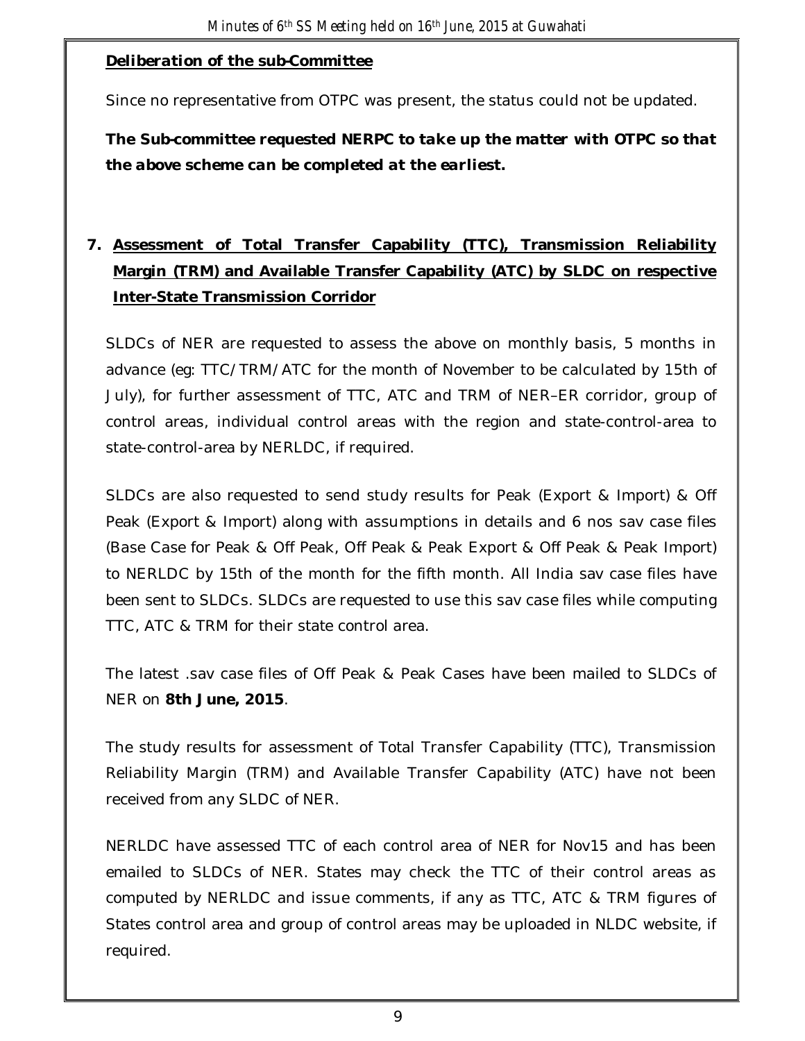***Deliberation of the sub-Committee***

Since no representative from OTPC was present, the status could not be updated.

***The Sub-committee requested NERPC to take up the matter with OTPC so that the above scheme can be completed at the earliest.***

## 7. Assessment of Total Transfer Capability (TTC), Transmission Reliability Margin (TRM) and Available Transfer Capability (ATC) by SLDC on respective Inter-State Transmission Corridor

SLDCs of NER are requested to assess the above on monthly basis, 5 months in advance (eg: TTC/TRM/ATC for the month of November to be calculated by 15th of July), for further assessment of TTC, ATC and TRM of NER–ER corridor, group of control areas, individual control areas with the region and state-control-area to state-control-area by NERLDC, if required.

SLDCs are also requested to send study results for Peak (Export & Import) & Off Peak (Export & Import) along with assumptions in details and 6 nos sav case files (Base Case for Peak & Off Peak, Off Peak & Peak Export & Off Peak & Peak Import) to NERLDC by 15th of the month for the fifth month. All India sav case files have been sent to SLDCs. SLDCs are requested to use this sav case files while computing TTC, ATC & TRM for their state control area.

The latest .sav case files of Off Peak & Peak Cases have been mailed to SLDCs of NER on **8th June, 2015**.

The study results for assessment of Total Transfer Capability (TTC), Transmission Reliability Margin (TRM) and Available Transfer Capability (ATC) have not been received from any SLDC of NER.

NERLDC have assessed TTC of each control area of NER for Nov15 and has been emailed to SLDCs of NER. States may check the TTC of their control areas as computed by NERLDC and issue comments, if any as TTC, ATC & TRM figures of States control area and group of control areas may be uploaded in NLDC website, if required.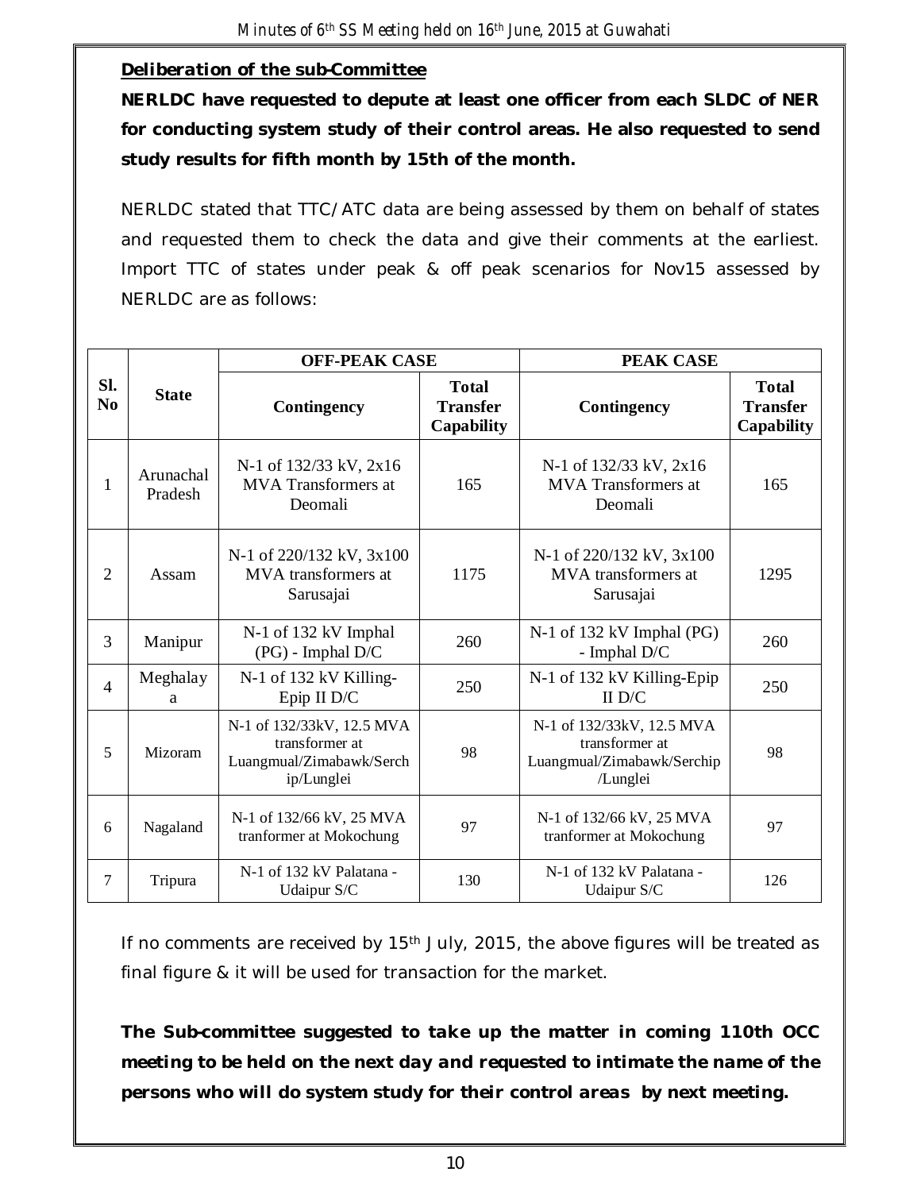**Deliberation of the sub-Committee**

**NERLDC have requested to depute at least one officer from each SLDC of NER for conducting system study of their control areas. He also requested to send study results for fifth month by 15th of the month.**

NERLDC stated that TTC/ATC data are being assessed by them on behalf of states and requested them to check the data and give their comments at the earliest. Import TTC of states under peak & off peak scenarios for Nov15 assessed by NERLDC are as follows:

| Sl. No | State | OFF-PEAK CASE | | PEAK CASE | |
|---|---|---|---|---|---|
| | | Contingency | Total Transfer Capability | Contingency | Total Transfer Capability |
| 1 | Arunachal Pradesh | N-1 of 132/33 kV, 2x16 MVA Transformers at Deomali | 165 | N-1 of 132/33 kV, 2x16 MVA Transformers at Deomali | 165 |
| 2 | Assam | N-1 of 220/132 kV, 3x100 MVA transformers at Sarusajai | 1175 | N-1 of 220/132 kV, 3x100 MVA transformers at Sarusajai | 1295 |
| 3 | Manipur | N-1 of 132 kV Imphal (PG) - Imphal D/C | 260 | N-1 of 132 kV Imphal (PG) - Imphal D/C | 260 |
| 4 | Meghalaya | N-1 of 132 kV Killing-Epip II D/C | 250 | N-1 of 132 kV Killing-Epip II D/C | 250 |
| 5 | Mizoram | N-1 of 132/33kV, 12.5 MVA transformer at Luangmual/Zimabawk/Serchip/Lunglei | 98 | N-1 of 132/33kV, 12.5 MVA transformer at Luangmual/Zimabawk/Serchip/Lunglei | 98 |
| 6 | Nagaland | N-1 of 132/66 kV, 25 MVA tranformer at Mokochung | 97 | N-1 of 132/66 kV, 25 MVA tranformer at Mokochung | 97 |
| 7 | Tripura | N-1 of 132 kV Palatana - Udaipur S/C | 130 | N-1 of 132 kV Palatana - Udaipur S/C | 126 |

If no comments are received by 15th July, 2015, the above figures will be treated as final figure & it will be used for transaction for the market.

***The Sub-committee suggested to take up the matter in coming 110th OCC meeting to be held on the next day and requested to intimate the name of the persons who will do system study for their control areas by next meeting.***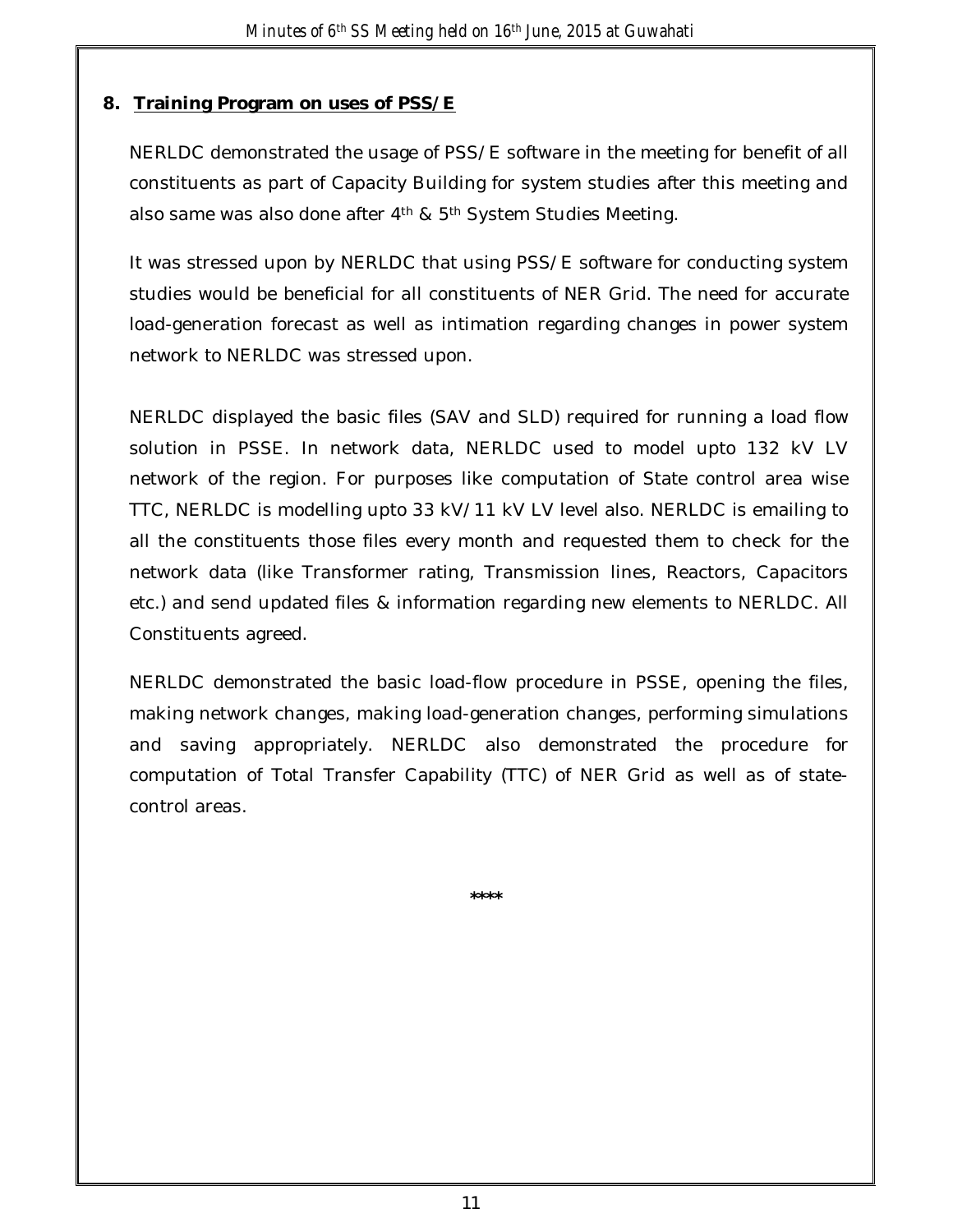## 8. Training Program on uses of PSS/E

NERLDC demonstrated the usage of PSS/E software in the meeting for benefit of all constituents as part of Capacity Building for system studies after this meeting and also same was also done after 4th & 5th System Studies Meeting.

It was stressed upon by NERLDC that using PSS/E software for conducting system studies would be beneficial for all constituents of NER Grid. The need for accurate load-generation forecast as well as intimation regarding changes in power system network to NERLDC was stressed upon.

NERLDC displayed the basic files (SAV and SLD) required for running a load flow solution in PSSE. In network data, NERLDC used to model upto 132 kV LV network of the region. For purposes like computation of State control area wise TTC, NERLDC is modelling upto 33 kV/11 kV LV level also. NERLDC is emailing to all the constituents those files every month and requested them to check for the network data (like Transformer rating, Transmission lines, Reactors, Capacitors etc.) and send updated files & information regarding new elements to NERLDC. All Constituents agreed.

NERLDC demonstrated the basic load-flow procedure in PSSE, opening the files, making network changes, making load-generation changes, performing simulations and saving appropriately. NERLDC also demonstrated the procedure for computation of Total Transfer Capability (TTC) of NER Grid as well as of state-control areas.

****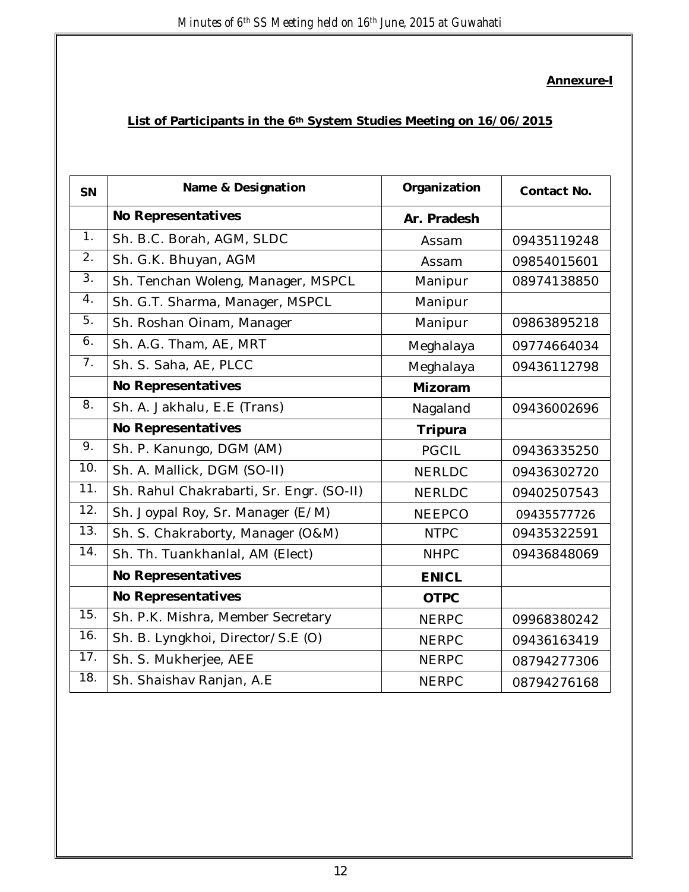**Annexure-I**

**List of Participants in the 6th System Studies Meeting on 16/06/2015**

| SN | Name & Designation | Organization | Contact No. |
|---|---|---|---|
| | **No Representatives** | **Ar. Pradesh** | |
| 1. | Sh. B.C. Borah, AGM, SLDC | Assam | 09435119248 |
| 2. | Sh. G.K. Bhuyan, AGM | Assam | 09854015601 |
| 3. | Sh. Tenchan Woleng, Manager, MSPCL | Manipur | 08974138850 |
| 4. | Sh. G.T. Sharma, Manager, MSPCL | Manipur | |
| 5. | Sh. Roshan Oinam, Manager | Manipur | 09863895218 |
| 6. | Sh. A.G. Tham, AE, MRT | Meghalaya | 09774664034 |
| 7. | Sh. S. Saha, AE, PLCC | Meghalaya | 09436112798 |
| | **No Representatives** | **Mizoram** | |
| 8. | Sh. A. Jakhalu, E.E (Trans) | Nagaland | 09436002696 |
| | **No Representatives** | **Tripura** | |
| 9. | Sh. P. Kanungo, DGM (AM) | PGCIL | 09436335250 |
| 10. | Sh. A. Mallick, DGM (SO-II) | NERLDC | 09436302720 |
| 11. | Sh. Rahul Chakrabarti, Sr. Engr. (SO-II) | NERLDC | 09402507543 |
| 12. | Sh. Joypal Roy, Sr. Manager (E/M) | NEEPCO | 09435577726 |
| 13. | Sh. S. Chakraborty, Manager (O&M) | NTPC | 09435322591 |
| 14. | Sh. Th. Tuankhanlal, AM (Elect) | NHPC | 09436848069 |
| | **No Representatives** | **ENICL** | |
| | **No Representatives** | **OTPC** | |
| 15. | Sh. P.K. Mishra, Member Secretary | NERPC | 09968380242 |
| 16. | Sh. B. Lyngkhoi, Director/S.E (O) | NERPC | 09436163419 |
| 17. | Sh. S. Mukherjee, AEE | NERPC | 08794277306 |
| 18. | Sh. Shaishav Ranjan, A.E | NERPC | 08794276168 |